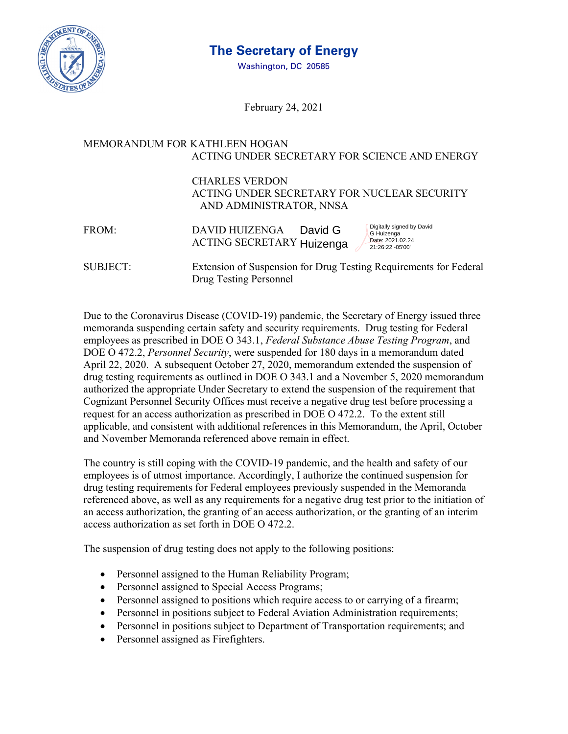# The Secretary of Energy

Washington, DC 20585

February 24, 2021

MEMORANDUM FOR KATHLEEN HOGAN
ACTING UNDER SECRETARY FOR SCIENCE AND ENERGY

CHARLES VERDON
ACTING UNDER SECRETARY FOR NUCLEAR SECURITY AND ADMINISTRATOR, NNSA

FROM: DAVID HUIZENGA
ACTING SECRETARY

David G Huizenga
Digitally signed by David G Huizenga
Date: 2021.02.24 21:26:22 -05'00'

SUBJECT: Extension of Suspension for Drug Testing Requirements for Federal Drug Testing Personnel

Due to the Coronavirus Disease (COVID-19) pandemic, the Secretary of Energy issued three memoranda suspending certain safety and security requirements. Drug testing for Federal employees as prescribed in DOE O 343.1, *Federal Substance Abuse Testing Program*, and DOE O 472.2, *Personnel Security*, were suspended for 180 days in a memorandum dated April 22, 2020. A subsequent October 27, 2020, memorandum extended the suspension of drug testing requirements as outlined in DOE O 343.1 and a November 5, 2020 memorandum authorized the appropriate Under Secretary to extend the suspension of the requirement that Cognizant Personnel Security Offices must receive a negative drug test before processing a request for an access authorization as prescribed in DOE O 472.2. To the extent still applicable, and consistent with additional references in this Memorandum, the April, October and November Memoranda referenced above remain in effect.

The country is still coping with the COVID-19 pandemic, and the health and safety of our employees is of utmost importance. Accordingly, I authorize the continued suspension for drug testing requirements for Federal employees previously suspended in the Memoranda referenced above, as well as any requirements for a negative drug test prior to the initiation of an access authorization, the granting of an access authorization, or the granting of an interim access authorization as set forth in DOE O 472.2.

The suspension of drug testing does not apply to the following positions:

- Personnel assigned to the Human Reliability Program;
- Personnel assigned to Special Access Programs;
- Personnel assigned to positions which require access to or carrying of a firearm;
- Personnel in positions subject to Federal Aviation Administration requirements;
- Personnel in positions subject to Department of Transportation requirements; and
- Personnel assigned as Firefighters.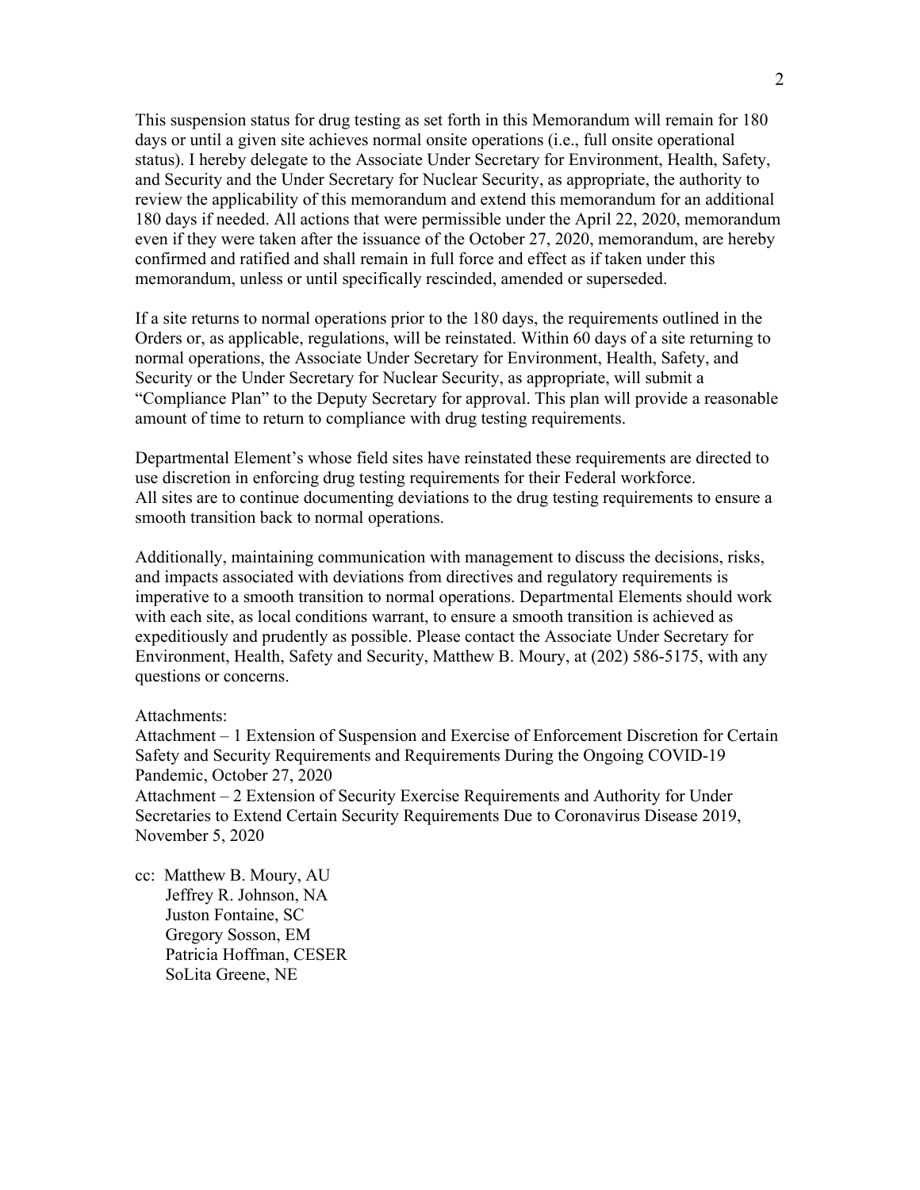This suspension status for drug testing as set forth in this Memorandum will remain for 180 days or until a given site achieves normal onsite operations (i.e., full onsite operational status). I hereby delegate to the Associate Under Secretary for Environment, Health, Safety, and Security and the Under Secretary for Nuclear Security, as appropriate, the authority to review the applicability of this memorandum and extend this memorandum for an additional 180 days if needed. All actions that were permissible under the April 22, 2020, memorandum even if they were taken after the issuance of the October 27, 2020, memorandum, are hereby confirmed and ratified and shall remain in full force and effect as if taken under this memorandum, unless or until specifically rescinded, amended or superseded.

If a site returns to normal operations prior to the 180 days, the requirements outlined in the Orders or, as applicable, regulations, will be reinstated. Within 60 days of a site returning to normal operations, the Associate Under Secretary for Environment, Health, Safety, and Security or the Under Secretary for Nuclear Security, as appropriate, will submit a "Compliance Plan" to the Deputy Secretary for approval. This plan will provide a reasonable amount of time to return to compliance with drug testing requirements.

Departmental Element's whose field sites have reinstated these requirements are directed to use discretion in enforcing drug testing requirements for their Federal workforce. All sites are to continue documenting deviations to the drug testing requirements to ensure a smooth transition back to normal operations.

Additionally, maintaining communication with management to discuss the decisions, risks, and impacts associated with deviations from directives and regulatory requirements is imperative to a smooth transition to normal operations. Departmental Elements should work with each site, as local conditions warrant, to ensure a smooth transition is achieved as expeditiously and prudently as possible. Please contact the Associate Under Secretary for Environment, Health, Safety and Security, Matthew B. Moury, at (202) 586-5175, with any questions or concerns.

Attachments:
Attachment – 1 Extension of Suspension and Exercise of Enforcement Discretion for Certain Safety and Security Requirements and Requirements During the Ongoing COVID-19 Pandemic, October 27, 2020
Attachment – 2 Extension of Security Exercise Requirements and Authority for Under Secretaries to Extend Certain Security Requirements Due to Coronavirus Disease 2019, November 5, 2020

cc: Matthew B. Moury, AU
Jeffrey R. Johnson, NA
Juston Fontaine, SC
Gregory Sosson, EM
Patricia Hoffman, CESER
SoLita Greene, NE